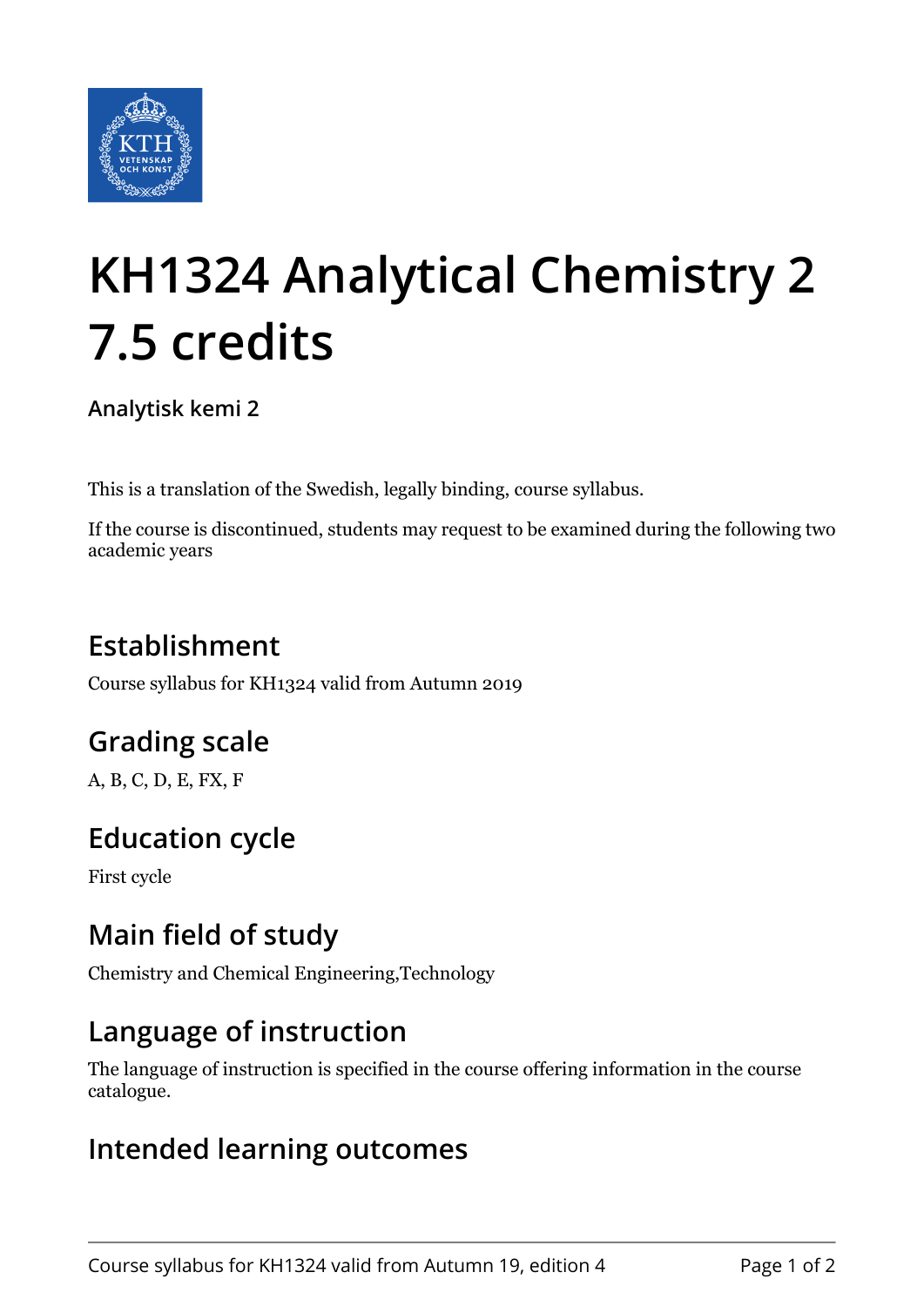# KH1324 Analytical Chemistry 2 7.5 credits

**Analytisk kemi 2**

This is a translation of the Swedish, legally binding, course syllabus.

If the course is discontinued, students may request to be examined during the following two academic years

## Establishment

Course syllabus for KH1324 valid from Autumn 2019

## Grading scale

A, B, C, D, E, FX, F

## Education cycle

First cycle

## Main field of study

Chemistry and Chemical Engineering,Technology

## Language of instruction

The language of instruction is specified in the course offering information in the course catalogue.

## Intended learning outcomes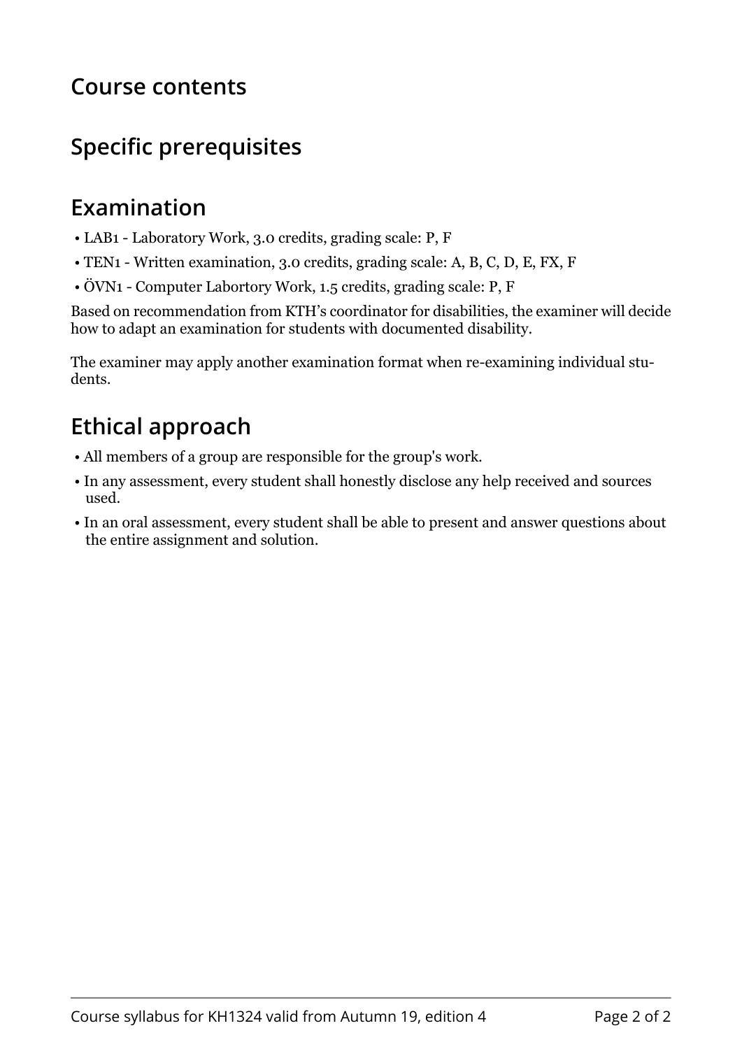## Course contents

## Specific prerequisites

## Examination

- LAB1 - Laboratory Work, 3.0 credits, grading scale: P, F
- TEN1 - Written examination, 3.0 credits, grading scale: A, B, C, D, E, FX, F
- ÖVN1 - Computer Labortory Work, 1.5 credits, grading scale: P, F

Based on recommendation from KTH's coordinator for disabilities, the examiner will decide how to adapt an examination for students with documented disability.

The examiner may apply another examination format when re-examining individual students.

## Ethical approach

- All members of a group are responsible for the group's work.
- In any assessment, every student shall honestly disclose any help received and sources used.
- In an oral assessment, every student shall be able to present and answer questions about the entire assignment and solution.